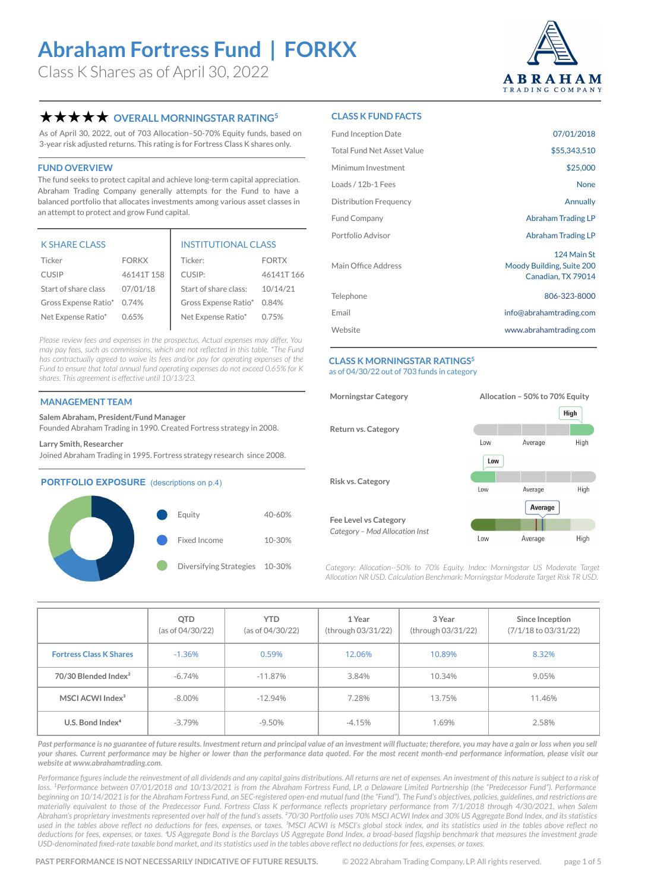# Abraham Fortress Fund | FORKX

Class K Shares as of April 30, 2022

ABRAHAM TRADING COMPANY

## ★★★★★ OVERALL MORNINGSTAR RATING[5]

As of April 30, 2022, out of 703 Allocation–50-70% Equity funds, based on 3-year risk adjusted returns. This rating is for Fortress Class K shares only.

## FUND OVERVIEW

The fund seeks to protect capital and achieve long-term capital appreciation. Abraham Trading Company generally attempts for the Fund to have a balanced portfolio that allocates investments among various asset classes in an attempt to protect and grow Fund capital.

| K SHARE CLASS | | INSTITUTIONAL CLASS | |
|---|---|---|---|
| Ticker | FORKX | Ticker: | FORTX |
| CUSIP | 46141T 158 | CUSIP: | 46141T 166 |
| Start of share class | 07/01/18 | Start of share class: | 10/14/21 |
| Gross Expense Ratio* | 0.74% | Gross Expense Ratio* | 0.84% |
| Net Expense Ratio* | 0.65% | Net Expense Ratio* | 0.75% |

*Please review fees and expenses in the prospectus. Actual expenses may differ. You may pay fees, such as commissions, which are not reflected in this table. *The Fund has contractually agreed to waive its fees and/or pay for operating expenses of the Fund to ensure that total annual fund operating expenses do not exceed 0.65% for K shares. This agreement is effective until 10/13/23.*

## MANAGEMENT TEAM

**Salem Abraham, President/Fund Manager**
Founded Abraham Trading in 1990. Created Fortress strategy in 2008.

**Larry Smith, Researcher**
Joined Abraham Trading in 1995. Fortress strategy research since 2008.

## PORTFOLIO EXPOSURE (descriptions on p.4)

| | |
|---|---|
| Equity | 40-60% |
| Fixed Income | 10-30% |
| Diversifying Strategies | 10-30% |

## CLASS K FUND FACTS

| | |
|---|---|
| Fund Inception Date | 07/01/2018 |
| Total Fund Net Asset Value | $55,343,510 |
| Minimum Investment | $25,000 |
| Loads / 12b-1 Fees | None |
| Distribution Frequency | Annually |
| Fund Company | Abraham Trading LP |
| Portfolio Advisor | Abraham Trading LP |
| Main Office Address | 124 Main St, Moody Building, Suite 200, Canadian, TX 79014 |
| Telephone | 806-323-8000 |
| Email | info@abrahamtrading.com |
| Website | www.abrahamtrading.com |

## CLASS K MORNINGSTAR RATINGS[5]

as of 04/30/22 out of 703 funds in category

| | |
|---|---|
| Morningstar Category | Allocation – 50% to 70% Equity |
| Return vs. Category | High |
| Risk vs. Category | Low |
| Fee Level vs Category (*Category – Mod Allocation Inst*) | Average |

*Category: Allocation--50% to 70% Equity. Index: Morningstar US Moderate Target Allocation NR USD. Calculation Benchmark: Morningstar Moderate Target Risk TR USD.*

| | QTD (as of 04/30/22) | YTD (as of 04/30/22) | 1 Year (through 03/31/22) | 3 Year (through 03/31/22) | Since Inception (7/1/18 to 03/31/22) |
|---|---|---|---|---|---|
| Fortress Class K Shares | -1.36% | 0.59% | 12.06% | 10.89% | 8.32% |
| 70/30 Blended Index[2] | -6.74% | -11.87% | 3.84% | 10.34% | 9.05% |
| MSCI ACWI Index[3] | -8.00% | -12.94% | 7.28% | 13.75% | 11.46% |
| U.S. Bond Index[4] | -3.79% | -9.50% | -4.15% | 1.69% | 2.58% |

***Past performance is no guarantee of future results. Investment return and principal value of an investment will fluctuate; therefore, you may have a gain or loss when you sell your shares. Current performance may be higher or lower than the performance data quoted. For the most recent month-end performance information, please visit our website at www.abrahamtrading.com.***

*Performance figures include the reinvestment of all dividends and any capital gains distributions. All returns are net of expenses. An investment of this nature is subject to a risk of loss. [1]Performance between 07/01/2018 and 10/13/2021 is from the Abraham Fortress Fund, LP, a Delaware Limited Partnership (the "Predecessor Fund"). Performance beginning on 10/14/2021 is for the Abraham Fortress Fund, an SEC-registered open-end mutual fund (the "Fund"). The Fund's objectives, policies, guidelines, and restrictions are materially equivalent to those of the Predecessor Fund. Fortress Class K performance reflects proprietary performance from 7/1/2018 through 4/30/2021, when Salem Abraham's proprietary investments represented over half of the fund's assets. [2]70/30 Portfolio uses 70% MSCI ACWI Index and 30% US Aggregate Bond Index, and its statistics used in the tables above reflect no deductions for fees, expenses, or taxes. [3]MSCI ACWI is MSCI's global stock index, and its statistics used in the tables above reflect no deductions for fees, expenses, or taxes. [4]US Aggregate Bond is the Barclays US Aggregate Bond Index, a broad-based flagship benchmark that measures the investment grade USD-denominated fixed-rate taxable bond market, and its statistics used in the tables above reflect no deductions for fees, expenses, or taxes.*

PAST PERFORMANCE IS NOT NECESSARILY INDICATIVE OF FUTURE RESULTS. © 2022 Abraham Trading Company, LP. All rights reserved.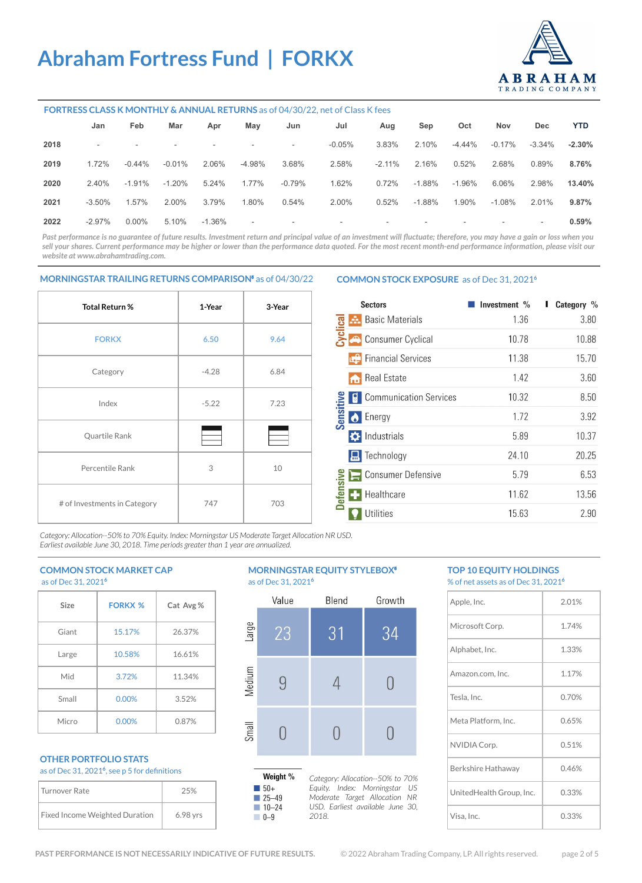# Abraham Fortress Fund | FORKX

ABRAHAM TRADING COMPANY

## FORTRESS CLASS K MONTHLY & ANNUAL RETURNS as of 04/30/22, net of Class K fees

| | Jan | Feb | Mar | Apr | May | Jun | Jul | Aug | Sep | Oct | Nov | Dec | YTD |
|---|---|---|---|---|---|---|---|---|---|---|---|---|---|
| **2018** | - | - | - | - | - | - | -0.05% | 3.83% | 2.10% | -4.44% | -0.17% | -3.34% | **-2.30%** |
| **2019** | 1.72% | -0.44% | -0.01% | 2.06% | -4.98% | 3.68% | 2.58% | -2.11% | 2.16% | 0.52% | 2.68% | 0.89% | **8.76%** |
| **2020** | 2.40% | -1.91% | -1.20% | 5.24% | 1.77% | -0.79% | 1.62% | 0.72% | -1.88% | -1.96% | 6.06% | 2.98% | **13.40%** |
| **2021** | -3.50% | 1.57% | 2.00% | 3.79% | 1.80% | 0.54% | 2.00% | 0.52% | -1.88% | 1.90% | -1.08% | 2.01% | **9.87%** |
| **2022** | -2.97% | 0.00% | 5.10% | -1.36% | - | - | - | - | - | - | - | - | **0.59%** |

*Past performance is no guarantee of future results. Investment return and principal value of an investment will fluctuate; therefore, you may have a gain or loss when you sell your shares. Current performance may be higher or lower than the performance data quoted. For the most recent month-end performance information, please visit our website at www.abrahamtrading.com.*

## MORNINGSTAR TRAILING RETURNS COMPARISON[6] as of 04/30/22

| Total Return % | 1-Year | 3-Year |
|---|---|---|
| FORKX | 6.50 | 9.64 |
| Category | -4.28 | 6.84 |
| Index | -5.22 | 7.23 |
| Quartile Rank | | |
| Percentile Rank | 3 | 10 |
| # of Investments in Category | 747 | 703 |

*Category: Allocation--50% to 70% Equity. Index: Morningstar US Moderate Target Allocation NR USD. Earliest available June 30, 2018. Time periods greater than 1 year are annualized.*

## COMMON STOCK EXPOSURE as of Dec 31, 2021[6]

| | Sectors | Investment % | Category % |
|---|---|---|---|
| Cyclical | Basic Materials | 1.36 | 3.80 |
| | Consumer Cyclical | 10.78 | 10.88 |
| | Financial Services | 11.38 | 15.70 |
| | Real Estate | 1.42 | 3.60 |
| Sensitive | Communication Services | 10.32 | 8.50 |
| | Energy | 1.72 | 3.92 |
| | Industrials | 5.89 | 10.37 |
| | Technology | 24.10 | 20.25 |
| Defensive | Consumer Defensive | 5.79 | 6.53 |
| | Healthcare | 11.62 | 13.56 |
| | Utilities | 15.63 | 2.90 |

## COMMON STOCK MARKET CAP
as of Dec 31, 2021[6]

| Size | FORKX % | Cat Avg % |
|---|---|---|
| Giant | 15.17% | 26.37% |
| Large | 10.58% | 16.61% |
| Mid | 3.72% | 11.34% |
| Small | 0.00% | 3.52% |
| Micro | 0.00% | 0.87% |

## MORNINGSTAR EQUITY STYLEBOX[6]
as of Dec 31, 2021[6]

| | Value | Blend | Growth |
|---|---|---|---|
| Large | 23 | 31 | 34 |
| Medium | 9 | 4 | 0 |
| Small | 0 | 0 | 0 |

**Weight %**
- 50+
- 25–49
- 10–24
- 0–9

*Category: Allocation--50% to 70% Equity. Index: Morningstar US Moderate Target Allocation NR USD. Earliest available June 30, 2018.*

## TOP 10 EQUITY HOLDINGS
% of net assets as of Dec 31, 2021[6]

| Holding | % |
|---|---|
| Apple, Inc. | 2.01% |
| Microsoft Corp. | 1.74% |
| Alphabet, Inc. | 1.33% |
| Amazon.com, Inc. | 1.17% |
| Tesla, Inc. | 0.70% |
| Meta Platform, Inc. | 0.65% |
| NVIDIA Corp. | 0.51% |
| Berkshire Hathaway | 0.46% |
| UnitedHealth Group, Inc. | 0.33% |
| Visa, Inc. | 0.33% |

## OTHER PORTFOLIO STATS
as of Dec 31, 2021[6], see p 5 for definitions

| Stat | Value |
|---|---|
| Turnover Rate | 25% |
| Fixed Income Weighted Duration | 6.98 yrs |

PAST PERFORMANCE IS NOT NECESSARILY INDICATIVE OF FUTURE RESULTS. © 2022 Abraham Trading Company, LP. All rights reserved.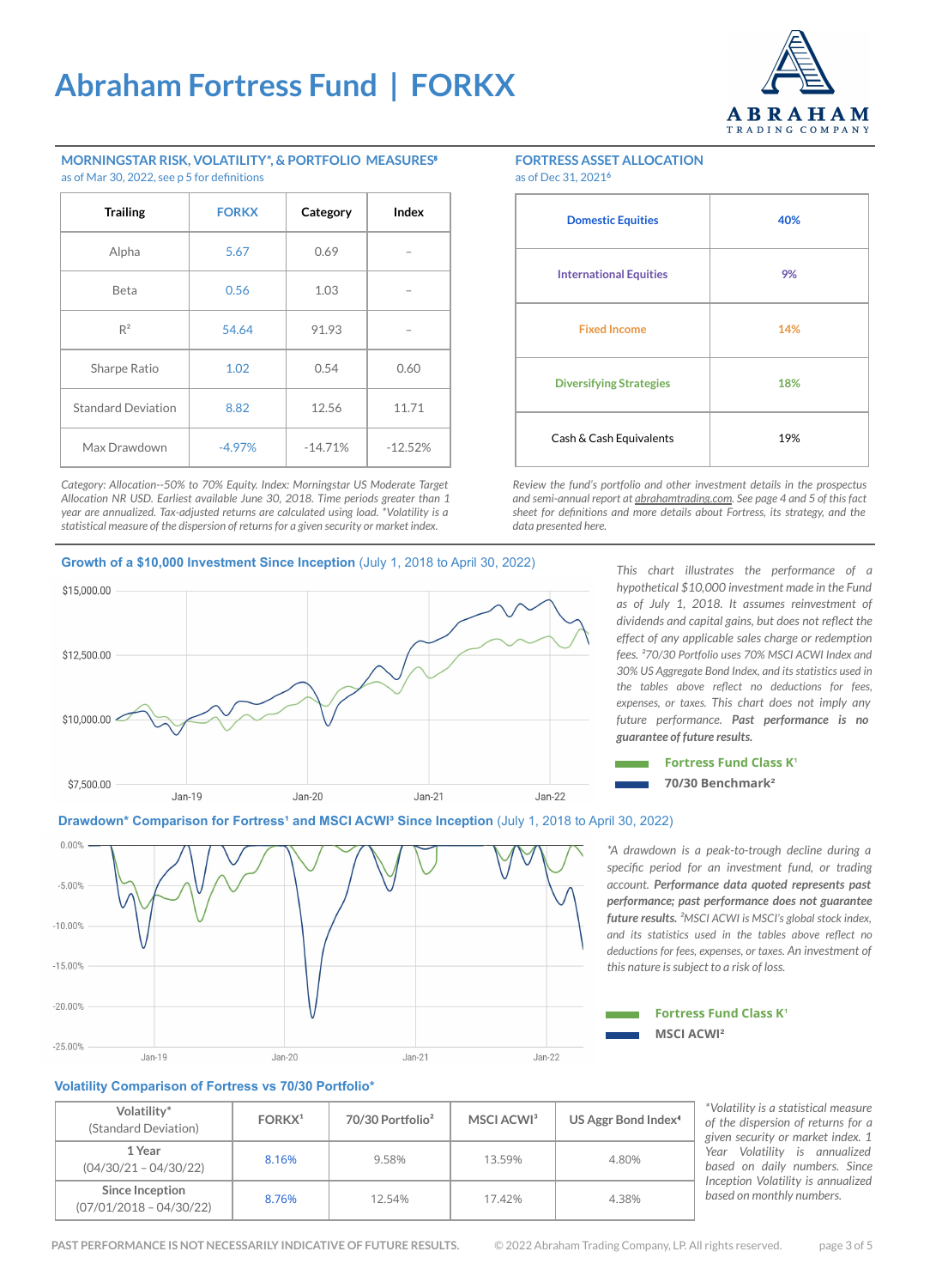# Abraham Fortress Fund | FORKX

ABRAHAM TRADING COMPANY

### MORNINGSTAR RISK, VOLATILITY*, & PORTFOLIO MEASURES[5]

as of Mar 30, 2022, see p 5 for definitions

| Trailing | FORKX | Category | Index |
|---|---|---|---|
| Alpha | 5.67 | 0.69 | – |
| Beta | 0.56 | 1.03 | – |
| $R^2$ | 54.64 | 91.93 | – |
| Sharpe Ratio | 1.02 | 0.54 | 0.60 |
| Standard Deviation | 8.82 | 12.56 | 11.71 |
| Max Drawdown | -4.97% | -14.71% | -12.52% |

*Category: Allocation--50% to 70% Equity. Index: Morningstar US Moderate Target Allocation NR USD. Earliest available June 30, 2018. Time periods greater than 1 year are annualized. Tax-adjusted returns are calculated using load. *Volatility is a statistical measure of the dispersion of returns for a given security or market index.*

### FORTRESS ASSET ALLOCATION

as of Dec 31, 2021[6]

| | |
|---|---|
| Domestic Equities | 40% |
| International Equities | 9% |
| Fixed Income | 14% |
| Diversifying Strategies | 18% |
| Cash & Cash Equivalents | 19% |

*Review the fund's portfolio and other investment details in the prospectus and semi-annual report at abrahamtrading.com. See page 4 and 5 of this fact sheet for definitions and more details about Fortress, its strategy, and the data presented here.*

### Growth of a $10,000 Investment Since Inception (July 1, 2018 to April 30, 2022)

*This chart illustrates the performance of a hypothetical $10,000 investment made in the Fund as of July 1, 2018. It assumes reinvestment of dividends and capital gains, but does not reflect the effect of any applicable sales charge or redemption fees. [2]70/30 Portfolio uses 70% MSCI ACWI Index and 30% US Aggregate Bond Index, and its statistics used in the tables above reflect no deductions for fees, expenses, or taxes. This chart does not imply any future performance.* ***Past performance is no guarantee of future results.***

Fortress Fund Class K[1]
70/30 Benchmark[2]

### Drawdown* Comparison for Fortress[1] and MSCI ACWI[3] Since Inception (July 1, 2018 to April 30, 2022)

*\*A drawdown is a peak-to-trough decline during a specific period for an investment fund, or trading account.* ***Performance data quoted represents past performance; past performance does not guarantee future results.*** *[2]MSCI ACWI is MSCI's global stock index, and its statistics used in the tables above reflect no deductions for fees, expenses, or taxes. An investment of this nature is subject to a risk of loss.*

Fortress Fund Class K[1]
MSCI ACWI[2]

### Volatility Comparison of Fortress vs 70/30 Portfolio*

| Volatility* (Standard Deviation) | FORKX[1] | 70/30 Portfolio[2] | MSCI ACWI[3] | US Aggr Bond Index[4] |
|---|---|---|---|---|
| 1 Year (04/30/21 – 04/30/22) | 8.16% | 9.58% | 13.59% | 4.80% |
| Since Inception (07/01/2018 – 04/30/22) | 8.76% | 12.54% | 17.42% | 4.38% |

*\*Volatility is a statistical measure of the dispersion of returns for a given security or market index. 1 Year Volatility is annualized based on daily numbers. Since Inception Volatility is annualized based on monthly numbers.*

PAST PERFORMANCE IS NOT NECESSARILY INDICATIVE OF FUTURE RESULTS. © 2022 Abraham Trading Company, LP. All rights reserved.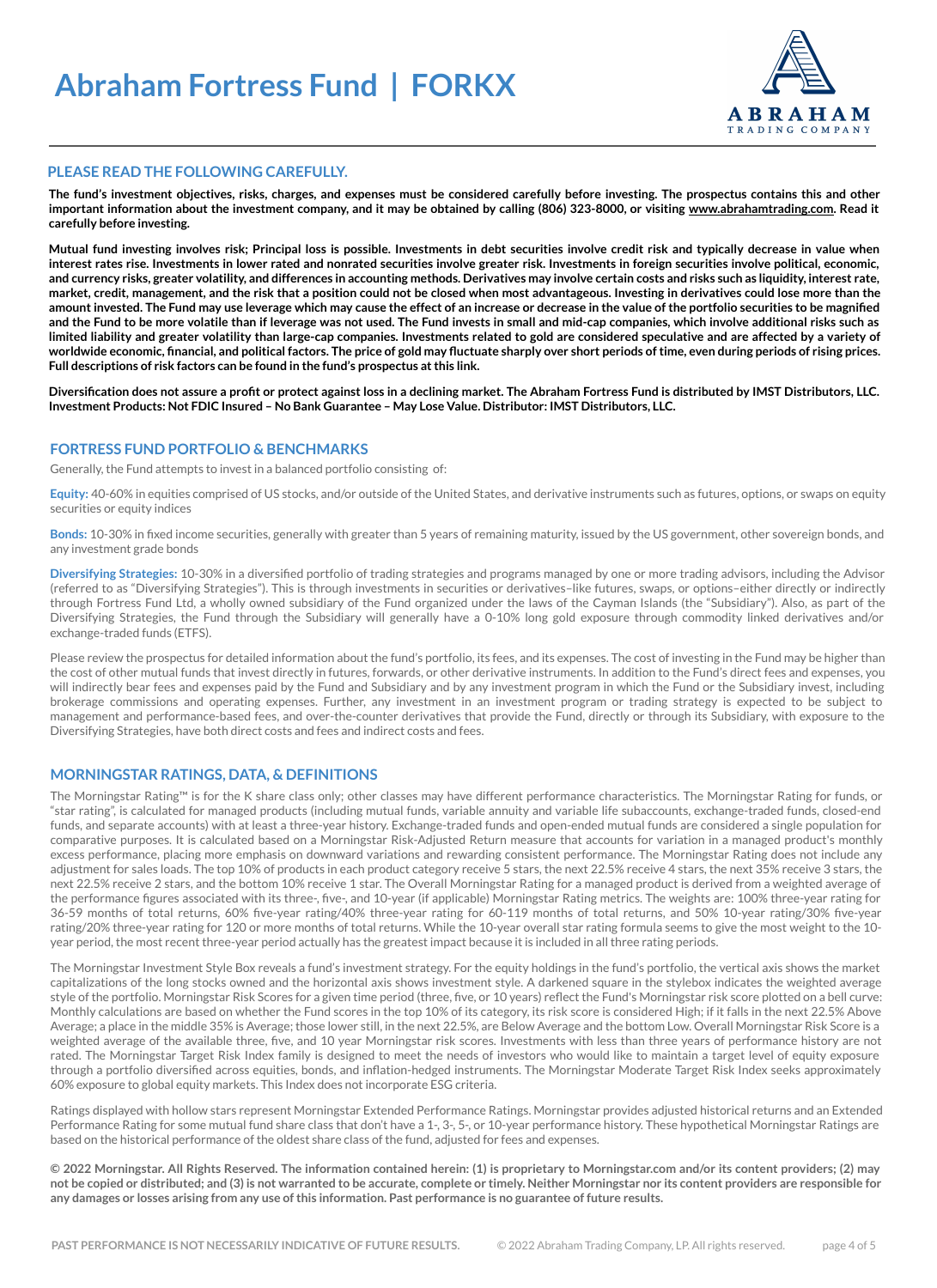# Abraham Fortress Fund | FORKX

## PLEASE READ THE FOLLOWING CAREFULLY.

**The fund's investment objectives, risks, charges, and expenses must be considered carefully before investing. The prospectus contains this and other important information about the investment company, and it may be obtained by calling (806) 323-8000, or visiting www.abrahamtrading.com. Read it carefully before investing.**

**Mutual fund investing involves risk; Principal loss is possible. Investments in debt securities involve credit risk and typically decrease in value when interest rates rise. Investments in lower rated and nonrated securities involve greater risk. Investments in foreign securities involve political, economic, and currency risks, greater volatility, and differences in accounting methods. Derivatives may involve certain costs and risks such as liquidity, interest rate, market, credit, management, and the risk that a position could not be closed when most advantageous. Investing in derivatives could lose more than the amount invested. The Fund may use leverage which may cause the effect of an increase or decrease in the value of the portfolio securities to be magnified and the Fund to be more volatile than if leverage was not used. The Fund invests in small and mid-cap companies, which involve additional risks such as limited liability and greater volatility than large-cap companies. Investments related to gold are considered speculative and are affected by a variety of worldwide economic, financial, and political factors. The price of gold may fluctuate sharply over short periods of time, even during periods of rising prices. Full descriptions of risk factors can be found in the fund's prospectus at this link.**

**Diversification does not assure a profit or protect against loss in a declining market. The Abraham Fortress Fund is distributed by IMST Distributors, LLC. Investment Products: Not FDIC Insured – No Bank Guarantee – May Lose Value. Distributor: IMST Distributors, LLC.**

## FORTRESS FUND PORTFOLIO & BENCHMARKS

Generally, the Fund attempts to invest in a balanced portfolio consisting of:

**Equity:** 40-60% in equities comprised of US stocks, and/or outside of the United States, and derivative instruments such as futures, options, or swaps on equity securities or equity indices

**Bonds:** 10-30% in fixed income securities, generally with greater than 5 years of remaining maturity, issued by the US government, other sovereign bonds, and any investment grade bonds

**Diversifying Strategies:** 10-30% in a diversified portfolio of trading strategies and programs managed by one or more trading advisors, including the Advisor (referred to as "Diversifying Strategies"). This is through investments in securities or derivatives–like futures, swaps, or options–either directly or indirectly through Fortress Fund Ltd, a wholly owned subsidiary of the Fund organized under the laws of the Cayman Islands (the "Subsidiary"). Also, as part of the Diversifying Strategies, the Fund through the Subsidiary will generally have a 0-10% long gold exposure through commodity linked derivatives and/or exchange-traded funds (ETFS).

Please review the prospectus for detailed information about the fund's portfolio, its fees, and its expenses. The cost of investing in the Fund may be higher than the cost of other mutual funds that invest directly in futures, forwards, or other derivative instruments. In addition to the Fund's direct fees and expenses, you will indirectly bear fees and expenses paid by the Fund and Subsidiary and by any investment program in which the Fund or the Subsidiary invest, including brokerage commissions and operating expenses. Further, any investment in an investment program or trading strategy is expected to be subject to management and performance-based fees, and over-the-counter derivatives that provide the Fund, directly or through its Subsidiary, with exposure to the Diversifying Strategies, have both direct costs and fees and indirect costs and fees.

## MORNINGSTAR RATINGS, DATA, & DEFINITIONS

The Morningstar Rating™ is for the K share class only; other classes may have different performance characteristics. The Morningstar Rating for funds, or "star rating", is calculated for managed products (including mutual funds, variable annuity and variable life subaccounts, exchange-traded funds, closed-end funds, and separate accounts) with at least a three-year history. Exchange-traded funds and open-ended mutual funds are considered a single population for comparative purposes. It is calculated based on a Morningstar Risk-Adjusted Return measure that accounts for variation in a managed product's monthly excess performance, placing more emphasis on downward variations and rewarding consistent performance. The Morningstar Rating does not include any adjustment for sales loads. The top 10% of products in each product category receive 5 stars, the next 22.5% receive 4 stars, the next 35% receive 3 stars, the next 22.5% receive 2 stars, and the bottom 10% receive 1 star. The Overall Morningstar Rating for a managed product is derived from a weighted average of the performance figures associated with its three-, five-, and 10-year (if applicable) Morningstar Rating metrics. The weights are: 100% three-year rating for 36-59 months of total returns, 60% five-year rating/40% three-year rating for 60-119 months of total returns, and 50% 10-year rating/30% five-year rating/20% three-year rating for 120 or more months of total returns. While the 10-year overall star rating formula seems to give the most weight to the 10-year period, the most recent three-year period actually has the greatest impact because it is included in all three rating periods.

The Morningstar Investment Style Box reveals a fund's investment strategy. For the equity holdings in the fund's portfolio, the vertical axis shows the market capitalizations of the long stocks owned and the horizontal axis shows investment style. A darkened square in the stylebox indicates the weighted average style of the portfolio. Morningstar Risk Scores for a given time period (three, five, or 10 years) reflect the Fund's Morningstar risk score plotted on a bell curve: Monthly calculations are based on whether the Fund scores in the top 10% of its category, its risk score is considered High; if it falls in the next 22.5% Above Average; a place in the middle 35% is Average; those lower still, in the next 22.5%, are Below Average and the bottom Low. Overall Morningstar Risk Score is a weighted average of the available three, five, and 10 year Morningstar risk scores. Investments with less than three years of performance history are not rated. The Morningstar Target Risk Index family is designed to meet the needs of investors who would like to maintain a target level of equity exposure through a portfolio diversified across equities, bonds, and inflation-hedged instruments. The Morningstar Moderate Target Risk Index seeks approximately 60% exposure to global equity markets. This Index does not incorporate ESG criteria.

Ratings displayed with hollow stars represent Morningstar Extended Performance Ratings. Morningstar provides adjusted historical returns and an Extended Performance Rating for some mutual fund share class that don't have a 1-, 3-, 5-, or 10-year performance history. These hypothetical Morningstar Ratings are based on the historical performance of the oldest share class of the fund, adjusted for fees and expenses.

**© 2022 Morningstar. All Rights Reserved. The information contained herein: (1) is proprietary to Morningstar.com and/or its content providers; (2) may not be copied or distributed; and (3) is not warranted to be accurate, complete or timely. Neither Morningstar nor its content providers are responsible for any damages or losses arising from any use of this information. Past performance is no guarantee of future results.**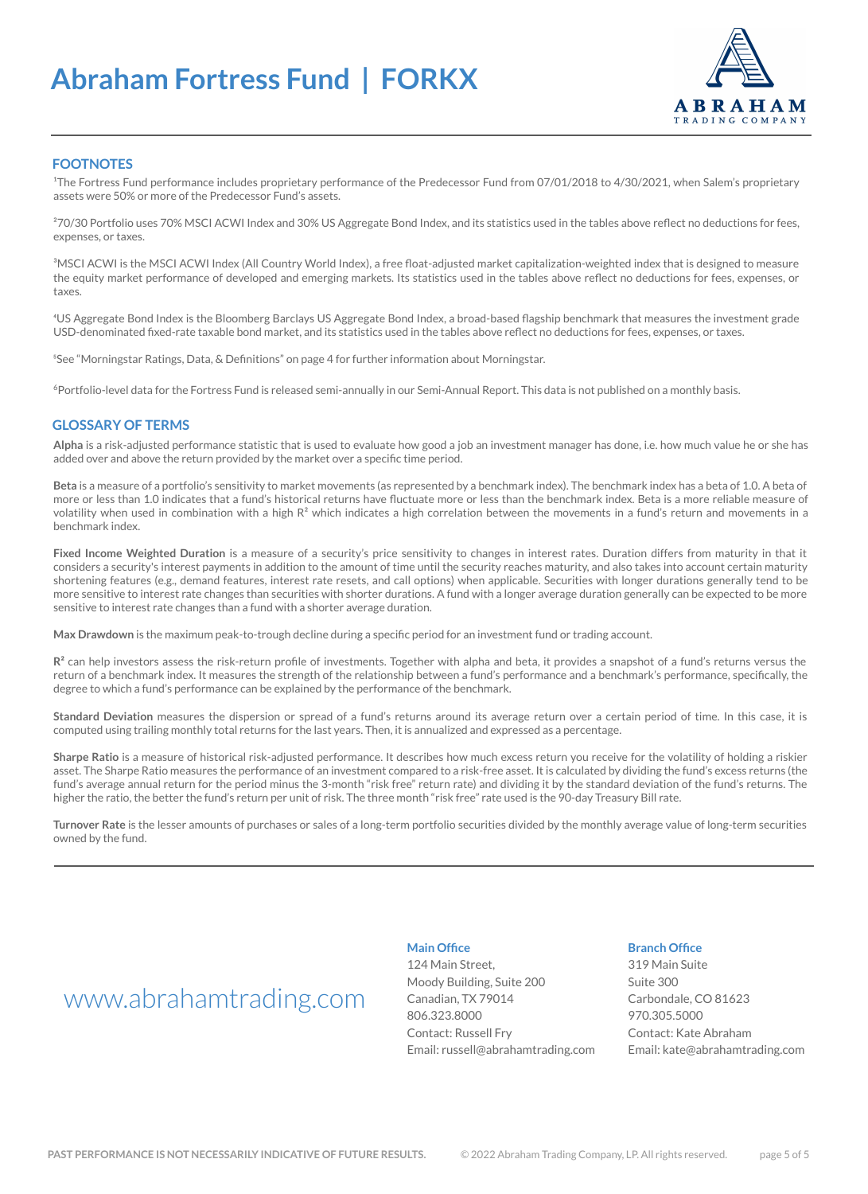# Abraham Fortress Fund | FORKX

ABRAHAM TRADING COMPANY

## FOOTNOTES

[1]The Fortress Fund performance includes proprietary performance of the Predecessor Fund from 07/01/2018 to 4/30/2021, when Salem's proprietary assets were 50% or more of the Predecessor Fund's assets.

[2]70/30 Portfolio uses 70% MSCI ACWI Index and 30% US Aggregate Bond Index, and its statistics used in the tables above reflect no deductions for fees, expenses, or taxes.

[3]MSCI ACWI is the MSCI ACWI Index (All Country World Index), a free float-adjusted market capitalization-weighted index that is designed to measure the equity market performance of developed and emerging markets. Its statistics used in the tables above reflect no deductions for fees, expenses, or taxes.

[4]US Aggregate Bond Index is the Bloomberg Barclays US Aggregate Bond Index, a broad-based flagship benchmark that measures the investment grade USD-denominated fixed-rate taxable bond market, and its statistics used in the tables above reflect no deductions for fees, expenses, or taxes.

[5]See "Morningstar Ratings, Data, & Definitions" on page 4 for further information about Morningstar.

[6]Portfolio-level data for the Fortress Fund is released semi-annually in our Semi-Annual Report. This data is not published on a monthly basis.

## GLOSSARY OF TERMS

**Alpha** is a risk-adjusted performance statistic that is used to evaluate how good a job an investment manager has done, i.e. how much value he or she has added over and above the return provided by the market over a specific time period.

**Beta** is a measure of a portfolio's sensitivity to market movements (as represented by a benchmark index). The benchmark index has a beta of 1.0. A beta of more or less than 1.0 indicates that a fund's historical returns have fluctuate more or less than the benchmark index. Beta is a more reliable measure of volatility when used in combination with a high $R^2$ which indicates a high correlation between the movements in a fund's return and movements in a benchmark index.

**Fixed Income Weighted Duration** is a measure of a security's price sensitivity to changes in interest rates. Duration differs from maturity in that it considers a security's interest payments in addition to the amount of time until the security reaches maturity, and also takes into account certain maturity shortening features (e.g., demand features, interest rate resets, and call options) when applicable. Securities with longer durations generally tend to be more sensitive to interest rate changes than securities with shorter durations. A fund with a longer average duration generally can be expected to be more sensitive to interest rate changes than a fund with a shorter average duration.

**Max Drawdown** is the maximum peak-to-trough decline during a specific period for an investment fund or trading account.

**$R^2$** can help investors assess the risk-return profile of investments. Together with alpha and beta, it provides a snapshot of a fund's returns versus the return of a benchmark index. It measures the strength of the relationship between a fund's performance and a benchmark's performance, specifically, the degree to which a fund's performance can be explained by the performance of the benchmark.

**Standard Deviation** measures the dispersion or spread of a fund's returns around its average return over a certain period of time. In this case, it is computed using trailing monthly total returns for the last years. Then, it is annualized and expressed as a percentage.

**Sharpe Ratio** is a measure of historical risk-adjusted performance. It describes how much excess return you receive for the volatility of holding a riskier asset. The Sharpe Ratio measures the performance of an investment compared to a risk-free asset. It is calculated by dividing the fund's excess returns (the fund's average annual return for the period minus the 3-month "risk free" return rate) and dividing it by the standard deviation of the fund's returns. The higher the ratio, the better the fund's return per unit of risk. The three month "risk free" rate used is the 90-day Treasury Bill rate.

**Turnover Rate** is the lesser amounts of purchases or sales of a long-term portfolio securities divided by the monthly average value of long-term securities owned by the fund.

www.abrahamtrading.com

**Main Office**
124 Main Street,
Moody Building, Suite 200
Canadian, TX 79014
806.323.8000
Contact: Russell Fry
Email: russell@abrahamtrading.com

**Branch Office**
319 Main Suite
Suite 300
Carbondale, CO 81623
970.305.5000
Contact: Kate Abraham
Email: kate@abrahamtrading.com

PAST PERFORMANCE IS NOT NECESSARILY INDICATIVE OF FUTURE RESULTS.

© 2022 Abraham Trading Company, LP. All rights reserved.